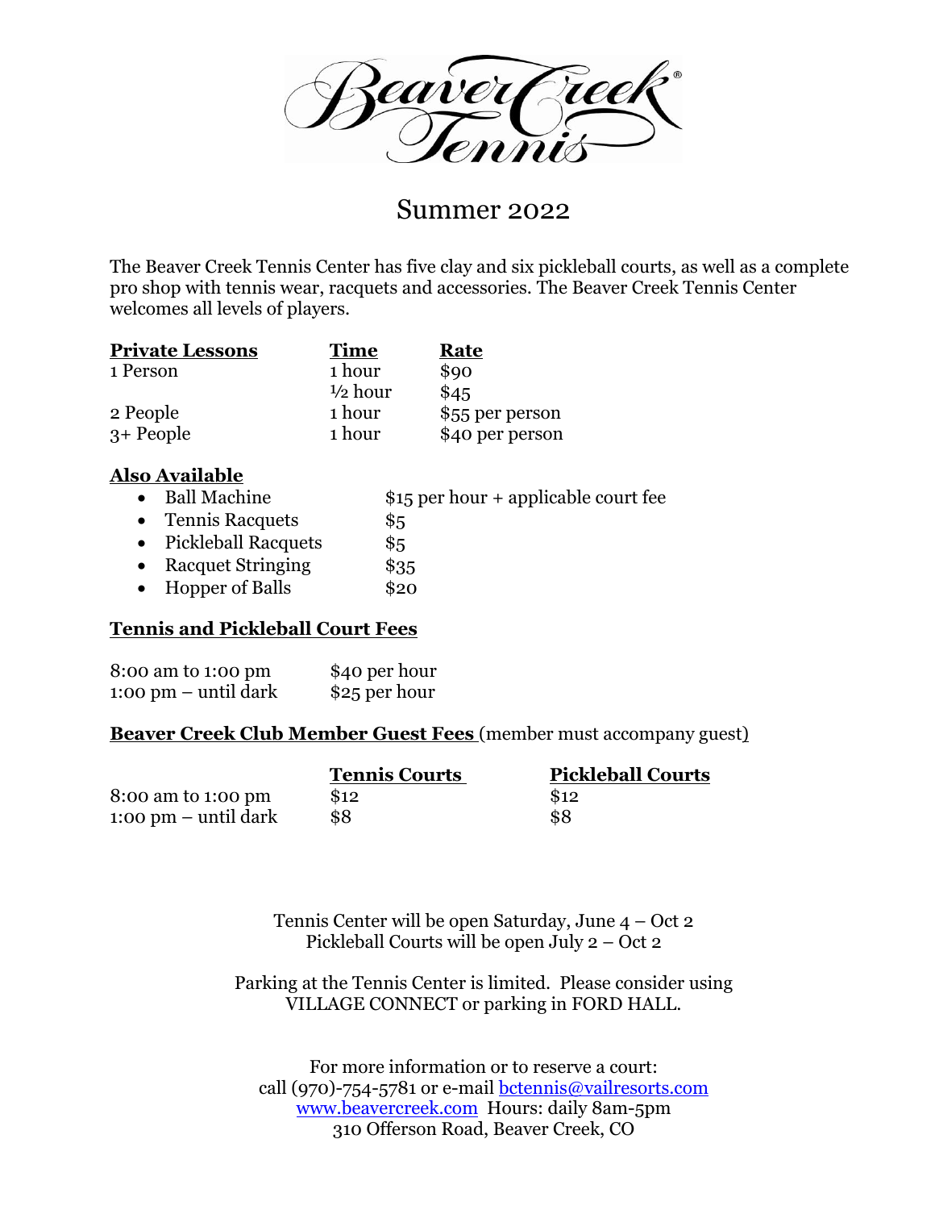# Beaver Creek Tennis

## Summer 2022

The Beaver Creek Tennis Center has five clay and six pickleball courts, as well as a complete pro shop with tennis wear, racquets and accessories. The Beaver Creek Tennis Center welcomes all levels of players.

| **Private Lessons** | **Time** | **Rate** |
|---|---|---|
| 1 Person | 1 hour | $90 |
| | ½ hour | $45 |
| 2 People | 1 hour | $55 per person |
| 3+ People | 1 hour | $40 per person |

### Also Available

- Ball Machine — $15 per hour + applicable court fee
- Tennis Racquets — $5
- Pickleball Racquets — $5
- Racquet Stringing — $35
- Hopper of Balls — $20

### Tennis and Pickleball Court Fees

| | |
|---|---|
| 8:00 am to 1:00 pm | $40 per hour |
| 1:00 pm – until dark | $25 per hour |

### Beaver Creek Club Member Guest Fees (member must accompany guest)

| | **Tennis Courts** | **Pickleball Courts** |
|---|---|---|
| 8:00 am to 1:00 pm | $12 | $12 |
| 1:00 pm – until dark | $8 | $8 |

Tennis Center will be open Saturday, June 4 – Oct 2
Pickleball Courts will be open July 2 – Oct 2

Parking at the Tennis Center is limited. Please consider using VILLAGE CONNECT or parking in FORD HALL.

For more information or to reserve a court:
call (970)-754-5781 or e-mail bctennis@vailresorts.com
www.beavercreek.com Hours: daily 8am-5pm
310 Offerson Road, Beaver Creek, CO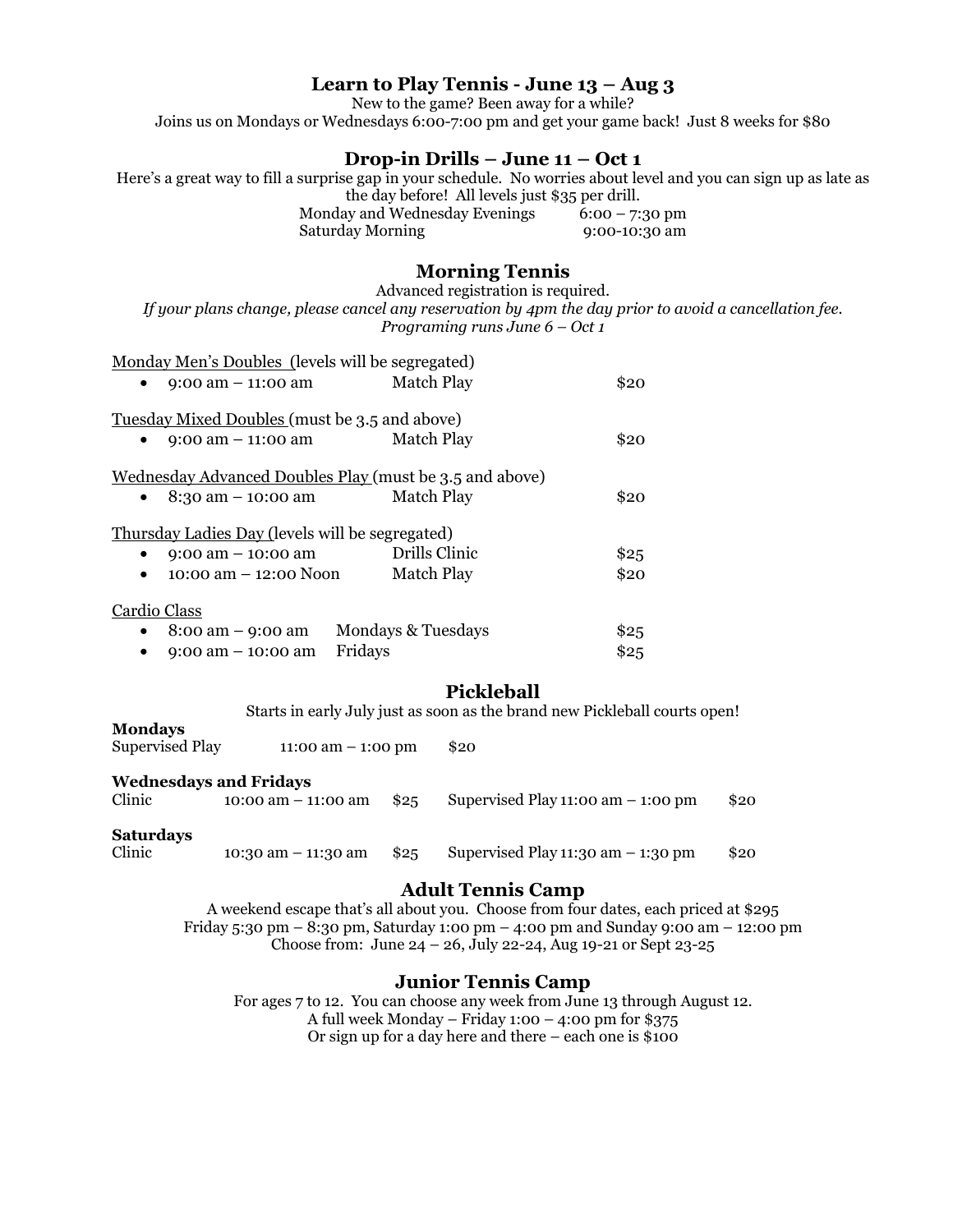## Learn to Play Tennis - June 13 – Aug 3

New to the game? Been away for a while?
Joins us on Mondays or Wednesdays 6:00-7:00 pm and get your game back! Just 8 weeks for $80

## Drop-in Drills – June 11 – Oct 1

Here's a great way to fill a surprise gap in your schedule. No worries about level and you can sign up as late as the day before! All levels just $35 per drill.

| | |
|---|---|
| Monday and Wednesday Evenings | 6:00 – 7:30 pm |
| Saturday Morning | 9:00-10:30 am |

## Morning Tennis

Advanced registration is required.
*If your plans change, please cancel any reservation by 4pm the day prior to avoid a cancellation fee.*
*Programing runs June 6 – Oct 1*

Monday Men's Doubles (levels will be segregated)

- 9:00 am – 11:00 am Match Play $20

Tuesday Mixed Doubles (must be 3.5 and above)

- 9:00 am – 11:00 am Match Play $20

Wednesday Advanced Doubles Play (must be 3.5 and above)

- 8:30 am – 10:00 am Match Play $20

Thursday Ladies Day (levels will be segregated)

- 9:00 am – 10:00 am Drills Clinic $25
- 10:00 am – 12:00 Noon Match Play $20

Cardio Class

- 8:00 am – 9:00 am Mondays & Tuesdays $25
- 9:00 am – 10:00 am Fridays $25

## Pickleball

Starts in early July just as soon as the brand new Pickleball courts open!

**Mondays**
Supervised Play 11:00 am – 1:00 pm $20

**Wednesdays and Fridays**
Clinic 10:00 am – 11:00 am $25 Supervised Play 11:00 am – 1:00 pm $20

**Saturdays**
Clinic 10:30 am – 11:30 am $25 Supervised Play 11:30 am – 1:30 pm $20

## Adult Tennis Camp

A weekend escape that's all about you. Choose from four dates, each priced at $295
Friday 5:30 pm – 8:30 pm, Saturday 1:00 pm – 4:00 pm and Sunday 9:00 am – 12:00 pm
Choose from: June 24 – 26, July 22-24, Aug 19-21 or Sept 23-25

## Junior Tennis Camp

For ages 7 to 12. You can choose any week from June 13 through August 12.
A full week Monday – Friday 1:00 – 4:00 pm for $375
Or sign up for a day here and there – each one is $100